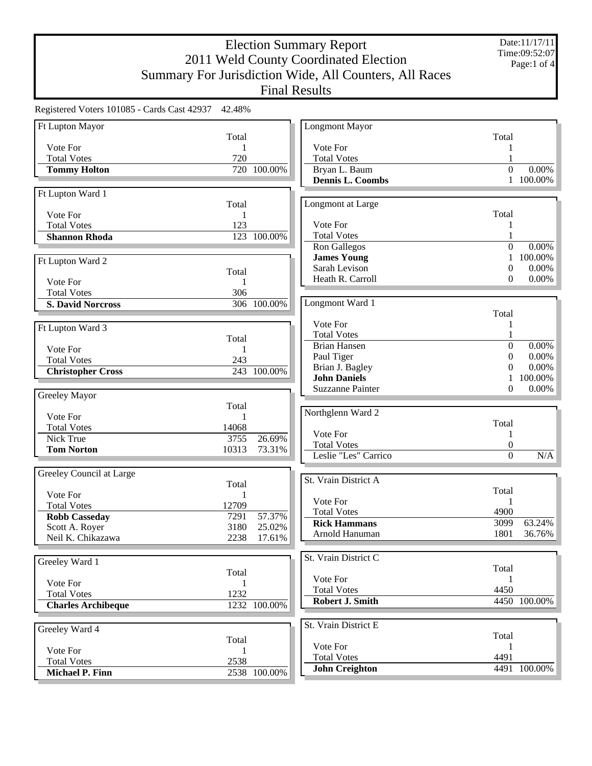# Election Summary Report
## 2011 Weld County Coordinated Election
## Summary For Jurisdiction Wide, All Counters, All Races
## Final Results

Date:11/17/11
Time:09:52:07

Registered Voters 101085 - Cards Cast 42937 42.48%

### Ft Lupton Mayor

| | Total | |
|---|---|---|
| Vote For | 1 | |
| Total Votes | 720 | |
| **Tommy Holton** | 720 | 100.00% |

### Ft Lupton Ward 1

| | Total | |
|---|---|---|
| Vote For | 1 | |
| Total Votes | 123 | |
| **Shannon Rhoda** | 123 | 100.00% |

### Ft Lupton Ward 2

| | Total | |
|---|---|---|
| Vote For | 1 | |
| Total Votes | 306 | |
| **S. David Norcross** | 306 | 100.00% |

### Ft Lupton Ward 3

| | Total | |
|---|---|---|
| Vote For | 1 | |
| Total Votes | 243 | |
| **Christopher Cross** | 243 | 100.00% |

### Greeley Mayor

| | Total | |
|---|---|---|
| Vote For | 1 | |
| Total Votes | 14068 | |
| Nick True | 3755 | 26.69% |
| **Tom Norton** | 10313 | 73.31% |

### Greeley Council at Large

| | Total | |
|---|---|---|
| Vote For | 1 | |
| Total Votes | 12709 | |
| **Robb Casseday** | 7291 | 57.37% |
| Scott A. Royer | 3180 | 25.02% |
| Neil K. Chikazawa | 2238 | 17.61% |

### Greeley Ward 1

| | Total | |
|---|---|---|
| Vote For | 1 | |
| Total Votes | 1232 | |
| **Charles Archibeque** | 1232 | 100.00% |

### Greeley Ward 4

| | Total | |
|---|---|---|
| Vote For | 1 | |
| Total Votes | 2538 | |
| **Michael P. Finn** | 2538 | 100.00% |

### Longmont Mayor

| | Total | |
|---|---|---|
| Vote For | 1 | |
| Total Votes | 1 | |
| Bryan L. Baum | 0 | 0.00% |
| **Dennis L. Coombs** | 1 | 100.00% |

### Longmont at Large

| | Total | |
|---|---|---|
| Vote For | 1 | |
| Total Votes | 1 | |
| Ron Gallegos | 0 | 0.00% |
| **James Young** | 1 | 100.00% |
| Sarah Levison | 0 | 0.00% |
| Heath R. Carroll | 0 | 0.00% |

### Longmont Ward 1

| | Total | |
|---|---|---|
| Vote For | 1 | |
| Total Votes | 1 | |
| Brian Hansen | 0 | 0.00% |
| Paul Tiger | 0 | 0.00% |
| Brian J. Bagley | 0 | 0.00% |
| **John Daniels** | 1 | 100.00% |
| Suzzanne Painter | 0 | 0.00% |

### Northglenn Ward 2

| | Total | |
|---|---|---|
| Vote For | 1 | |
| Total Votes | 0 | |
| Leslie "Les" Carrico | 0 | N/A |

### St. Vrain District A

| | Total | |
|---|---|---|
| Vote For | 1 | |
| Total Votes | 4900 | |
| **Rick Hammans** | 3099 | 63.24% |
| Arnold Hanuman | 1801 | 36.76% |

### St. Vrain District C

| | Total | |
|---|---|---|
| Vote For | 1 | |
| Total Votes | 4450 | |
| **Robert J. Smith** | 4450 | 100.00% |

### St. Vrain District E

| | Total | |
|---|---|---|
| Vote For | 1 | |
| Total Votes | 4491 | |
| **John Creighton** | 4491 | 100.00% |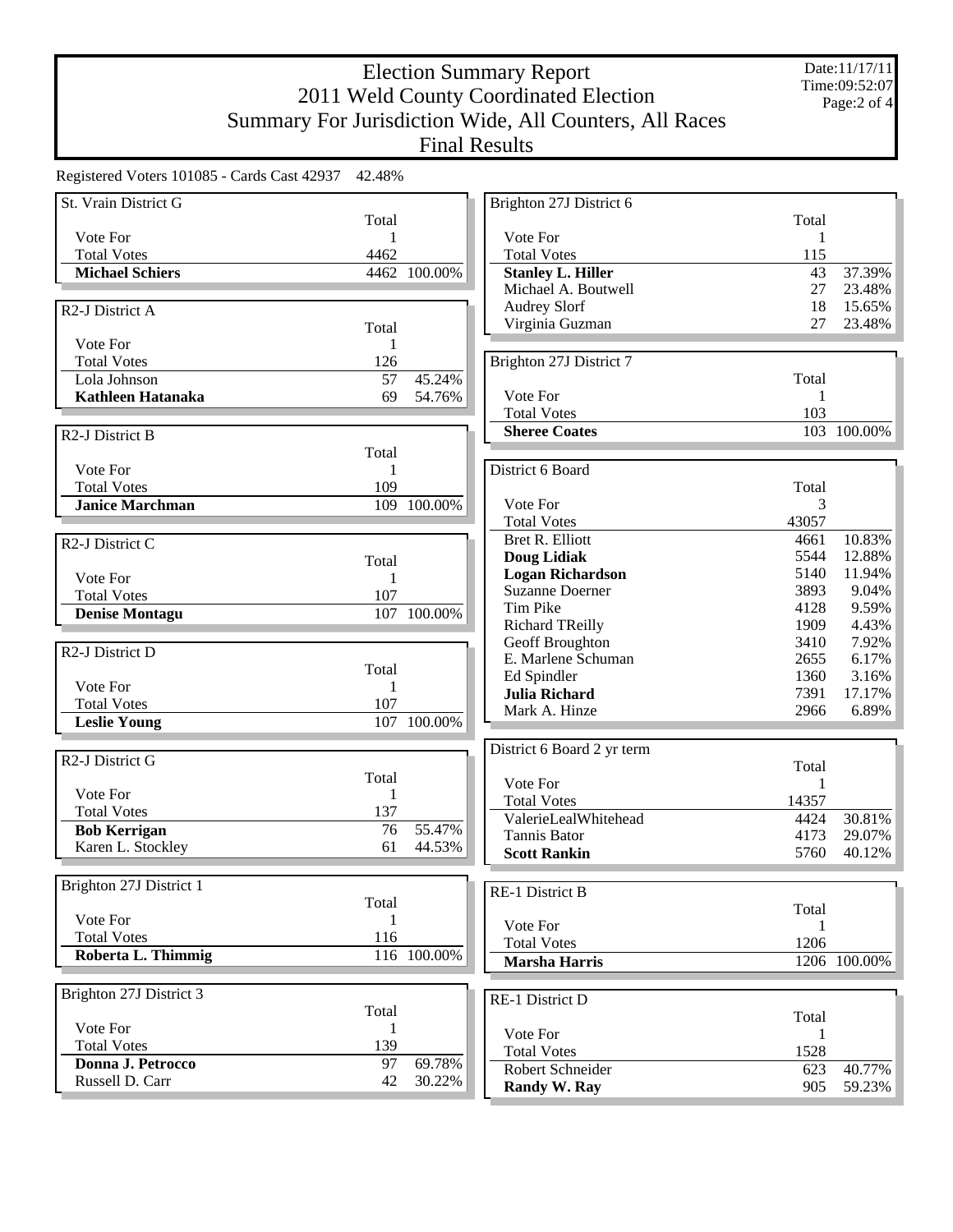# Election Summary Report
## 2011 Weld County Coordinated Election
## Summary For Jurisdiction Wide, All Counters, All Races
## Final Results

Date:11/17/11
Time:09:52:07

Registered Voters 101085 - Cards Cast 42937 42.48%

### St. Vrain District G

| | Total | |
|---|---|---|
| Vote For | 1 | |
| Total Votes | 4462 | |
| **Michael Schiers** | 4462 | 100.00% |

### R2-J District A

| | Total | |
|---|---|---|
| Vote For | 1 | |
| Total Votes | 126 | |
| Lola Johnson | 57 | 45.24% |
| **Kathleen Hatanaka** | 69 | 54.76% |

### R2-J District B

| | Total | |
|---|---|---|
| Vote For | 1 | |
| Total Votes | 109 | |
| **Janice Marchman** | 109 | 100.00% |

### R2-J District C

| | Total | |
|---|---|---|
| Vote For | 1 | |
| Total Votes | 107 | |
| **Denise Montagu** | 107 | 100.00% |

### R2-J District D

| | Total | |
|---|---|---|
| Vote For | 1 | |
| Total Votes | 107 | |
| **Leslie Young** | 107 | 100.00% |

### R2-J District G

| | Total | |
|---|---|---|
| Vote For | 1 | |
| Total Votes | 137 | |
| **Bob Kerrigan** | 76 | 55.47% |
| Karen L. Stockley | 61 | 44.53% |

### Brighton 27J District 1

| | Total | |
|---|---|---|
| Vote For | 1 | |
| Total Votes | 116 | |
| **Roberta L. Thimmig** | 116 | 100.00% |

### Brighton 27J District 3

| | Total | |
|---|---|---|
| Vote For | 1 | |
| Total Votes | 139 | |
| **Donna J. Petrocco** | 97 | 69.78% |
| Russell D. Carr | 42 | 30.22% |

### Brighton 27J District 6

| | Total | |
|---|---|---|
| Vote For | 1 | |
| Total Votes | 115 | |
| **Stanley L. Hiller** | 43 | 37.39% |
| Michael A. Boutwell | 27 | 23.48% |
| Audrey Slorf | 18 | 15.65% |
| Virginia Guzman | 27 | 23.48% |

### Brighton 27J District 7

| | Total | |
|---|---|---|
| Vote For | 1 | |
| Total Votes | 103 | |
| **Sheree Coates** | 103 | 100.00% |

### District 6 Board

| | Total | |
|---|---|---|
| Vote For | 3 | |
| Total Votes | 43057 | |
| Bret R. Elliott | 4661 | 10.83% |
| **Doug Lidiak** | 5544 | 12.88% |
| **Logan Richardson** | 5140 | 11.94% |
| Suzanne Doerner | 3893 | 9.04% |
| Tim Pike | 4128 | 9.59% |
| Richard TReilly | 1909 | 4.43% |
| Geoff Broughton | 3410 | 7.92% |
| E. Marlene Schuman | 2655 | 6.17% |
| Ed Spindler | 1360 | 3.16% |
| **Julia Richard** | 7391 | 17.17% |
| Mark A. Hinze | 2966 | 6.89% |

### District 6 Board 2 yr term

| | Total | |
|---|---|---|
| Vote For | 1 | |
| Total Votes | 14357 | |
| ValerieLealWhitehead | 4424 | 30.81% |
| Tannis Bator | 4173 | 29.07% |
| **Scott Rankin** | 5760 | 40.12% |

### RE-1 District B

| | Total | |
|---|---|---|
| Vote For | 1 | |
| Total Votes | 1206 | |
| **Marsha Harris** | 1206 | 100.00% |

### RE-1 District D

| | Total | |
|---|---|---|
| Vote For | 1 | |
| Total Votes | 1528 | |
| Robert Schneider | 623 | 40.77% |
| **Randy W. Ray** | 905 | 59.23% |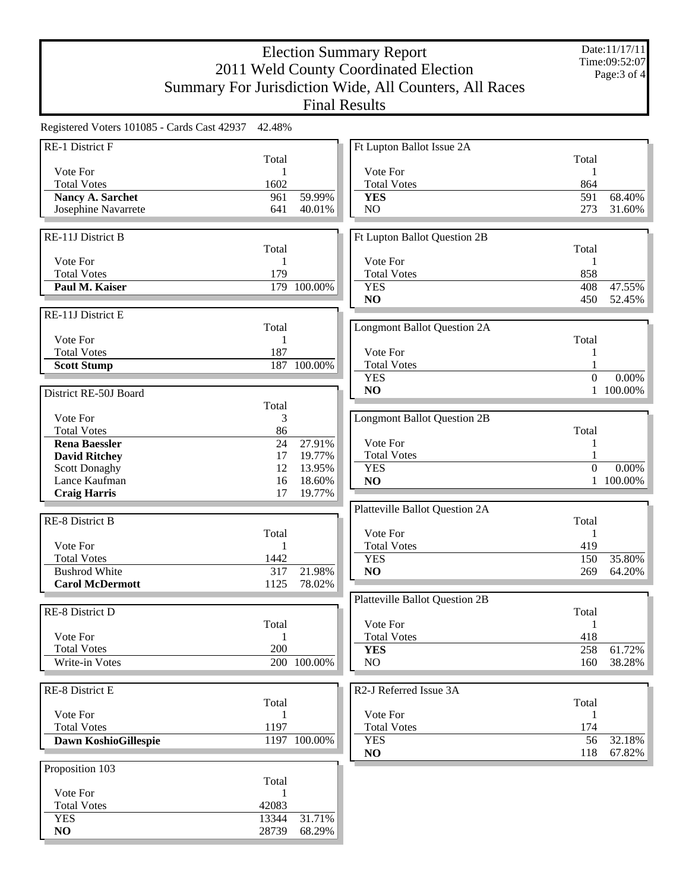# Election Summary Report

## 2011 Weld County Coordinated Election

## Summary For Jurisdiction Wide, All Counters, All Races

## Final Results

Date:11/17/11
Time:09:52:07

Registered Voters 101085 - Cards Cast 42937 42.48%

### RE-1 District F

| | Total | |
|---|---|---|
| Vote For | 1 | |
| Total Votes | 1602 | |
| **Nancy A. Sarchet** | 961 | 59.99% |
| Josephine Navarrete | 641 | 40.01% |

### RE-11J District B

| | Total | |
|---|---|---|
| Vote For | 1 | |
| Total Votes | 179 | |
| **Paul M. Kaiser** | 179 | 100.00% |

### RE-11J District E

| | Total | |
|---|---|---|
| Vote For | 1 | |
| Total Votes | 187 | |
| **Scott Stump** | 187 | 100.00% |

### District RE-50J Board

| | Total | |
|---|---|---|
| Vote For | 3 | |
| Total Votes | 86 | |
| **Rena Baessler** | 24 | 27.91% |
| **David Ritchey** | 17 | 19.77% |
| Scott Donaghy | 12 | 13.95% |
| Lance Kaufman | 16 | 18.60% |
| **Craig Harris** | 17 | 19.77% |

### RE-8 District B

| | Total | |
|---|---|---|
| Vote For | 1 | |
| Total Votes | 1442 | |
| Bushrod White | 317 | 21.98% |
| **Carol McDermott** | 1125 | 78.02% |

### RE-8 District D

| | Total | |
|---|---|---|
| Vote For | 1 | |
| Total Votes | 200 | |
| Write-in Votes | 200 | 100.00% |

### RE-8 District E

| | Total | |
|---|---|---|
| Vote For | 1 | |
| Total Votes | 1197 | |
| **Dawn KoshioGillespie** | 1197 | 100.00% |

### Proposition 103

| | Total | |
|---|---|---|
| Vote For | 1 | |
| Total Votes | 42083 | |
| YES | 13344 | 31.71% |
| **NO** | 28739 | 68.29% |

### Ft Lupton Ballot Issue 2A

| | Total | |
|---|---|---|
| Vote For | 1 | |
| Total Votes | 864 | |
| **YES** | 591 | 68.40% |
| NO | 273 | 31.60% |

### Ft Lupton Ballot Question 2B

| | Total | |
|---|---|---|
| Vote For | 1 | |
| Total Votes | 858 | |
| YES | 408 | 47.55% |
| **NO** | 450 | 52.45% |

### Longmont Ballot Question 2A

| | Total | |
|---|---|---|
| Vote For | 1 | |
| Total Votes | 1 | |
| YES | 0 | 0.00% |
| **NO** | 1 | 100.00% |

### Longmont Ballot Question 2B

| | Total | |
|---|---|---|
| Vote For | 1 | |
| Total Votes | 1 | |
| YES | 0 | 0.00% |
| **NO** | 1 | 100.00% |

### Platteville Ballot Question 2A

| | Total | |
|---|---|---|
| Vote For | 1 | |
| Total Votes | 419 | |
| YES | 150 | 35.80% |
| **NO** | 269 | 64.20% |

### Platteville Ballot Question 2B

| | Total | |
|---|---|---|
| Vote For | 1 | |
| Total Votes | 418 | |
| **YES** | 258 | 61.72% |
| NO | 160 | 38.28% |

### R2-J Referred Issue 3A

| | Total | |
|---|---|---|
| Vote For | 1 | |
| Total Votes | 174 | |
| YES | 56 | 32.18% |
| **NO** | 118 | 67.82% |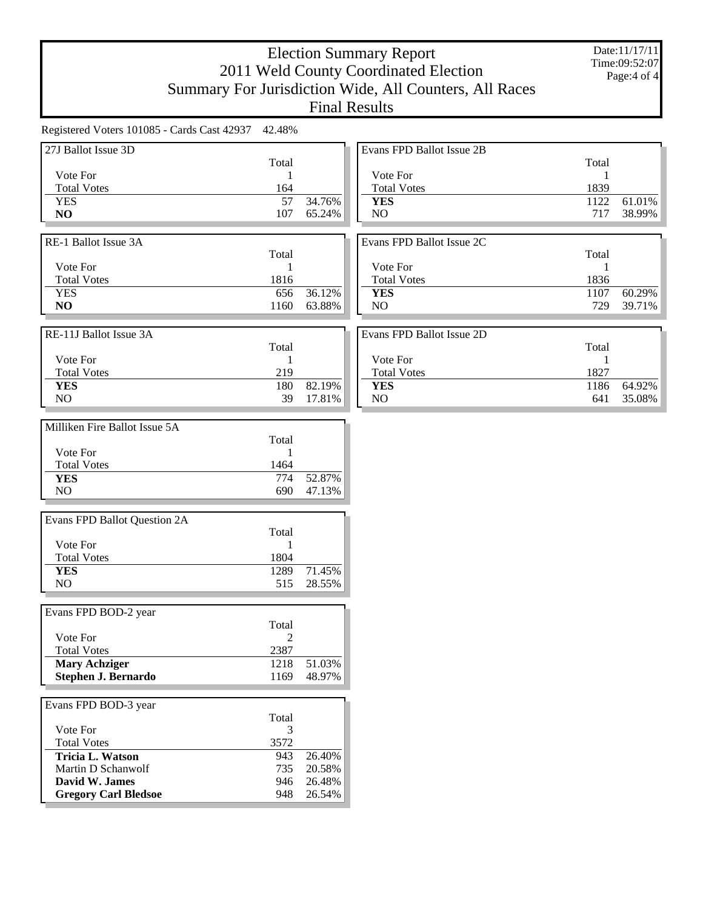# Election Summary Report
## 2011 Weld County Coordinated Election
## Summary For Jurisdiction Wide, All Counters, All Races
## Final Results

Date:11/17/11
Time:09:52:07

Registered Voters 101085 - Cards Cast 42937 42.48%

| 27J Ballot Issue 3D | Total | |
|---|---|---|
| Vote For | 1 | |
| Total Votes | 164 | |
| YES | 57 | 34.76% |
| **NO** | 107 | 65.24% |

| RE-1 Ballot Issue 3A | Total | |
|---|---|---|
| Vote For | 1 | |
| Total Votes | 1816 | |
| YES | 656 | 36.12% |
| **NO** | 1160 | 63.88% |

| RE-11J Ballot Issue 3A | Total | |
|---|---|---|
| Vote For | 1 | |
| Total Votes | 219 | |
| **YES** | 180 | 82.19% |
| NO | 39 | 17.81% |

| Milliken Fire Ballot Issue 5A | Total | |
|---|---|---|
| Vote For | 1 | |
| Total Votes | 1464 | |
| **YES** | 774 | 52.87% |
| NO | 690 | 47.13% |

| Evans FPD Ballot Question 2A | Total | |
|---|---|---|
| Vote For | 1 | |
| Total Votes | 1804 | |
| **YES** | 1289 | 71.45% |
| NO | 515 | 28.55% |

| Evans FPD BOD-2 year | Total | |
|---|---|---|
| Vote For | 2 | |
| Total Votes | 2387 | |
| **Mary Achziger** | 1218 | 51.03% |
| **Stephen J. Bernardo** | 1169 | 48.97% |

| Evans FPD BOD-3 year | Total | |
|---|---|---|
| Vote For | 3 | |
| Total Votes | 3572 | |
| **Tricia L. Watson** | 943 | 26.40% |
| Martin D Schanwolf | 735 | 20.58% |
| **David W. James** | 946 | 26.48% |
| **Gregory Carl Bledsoe** | 948 | 26.54% |

| Evans FPD Ballot Issue 2B | Total | |
|---|---|---|
| Vote For | 1 | |
| Total Votes | 1839 | |
| **YES** | 1122 | 61.01% |
| NO | 717 | 38.99% |

| Evans FPD Ballot Issue 2C | Total | |
|---|---|---|
| Vote For | 1 | |
| Total Votes | 1836 | |
| **YES** | 1107 | 60.29% |
| NO | 729 | 39.71% |

| Evans FPD Ballot Issue 2D | Total | |
|---|---|---|
| Vote For | 1 | |
| Total Votes | 1827 | |
| **YES** | 1186 | 64.92% |
| NO | 641 | 35.08% |